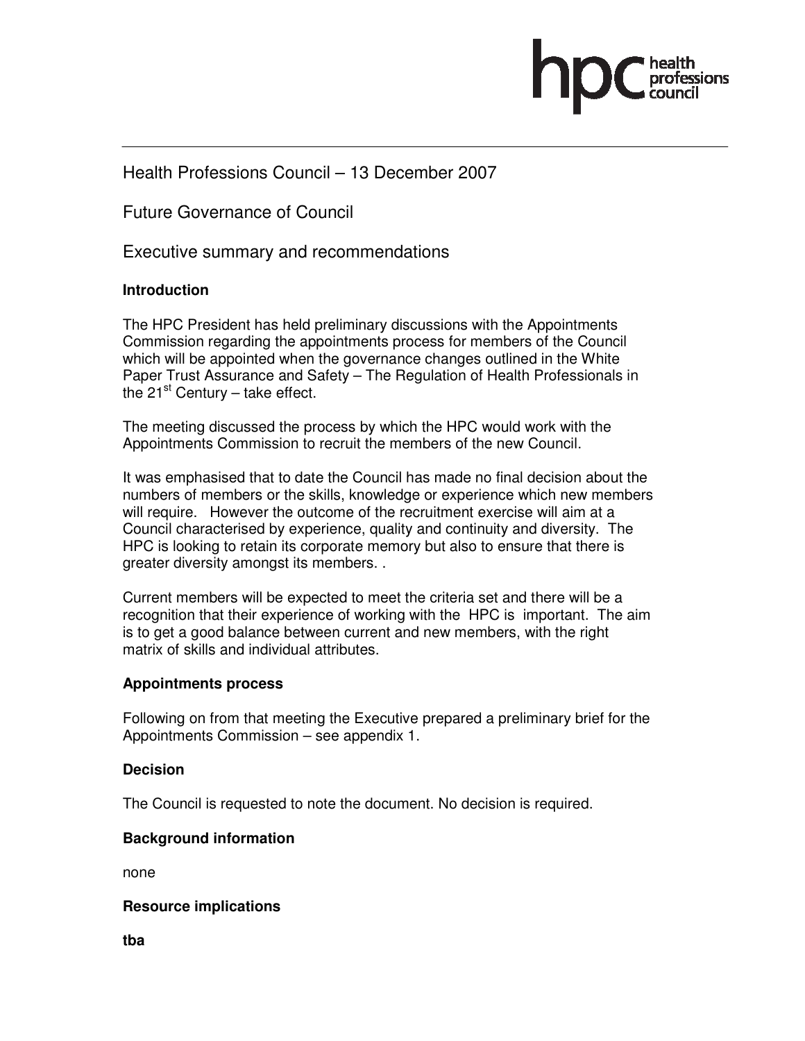Health Professions Council – 13 December 2007

Future Governance of Council

Executive summary and recommendations

### Introduction

The HPC President has held preliminary discussions with the Appointments Commission regarding the appointments process for members of the Council which will be appointed when the governance changes outlined in the White Paper Trust Assurance and Safety – The Regulation of Health Professionals in the 21st Century – take effect.

The meeting discussed the process by which the HPC would work with the Appointments Commission to recruit the members of the new Council.

It was emphasised that to date the Council has made no final decision about the numbers of members or the skills, knowledge or experience which new members will require. However the outcome of the recruitment exercise will aim at a Council characterised by experience, quality and continuity and diversity. The HPC is looking to retain its corporate memory but also to ensure that there is greater diversity amongst its members. .

Current members will be expected to meet the criteria set and there will be a recognition that their experience of working with the HPC is important. The aim is to get a good balance between current and new members, with the right matrix of skills and individual attributes.

### Appointments process

Following on from that meeting the Executive prepared a preliminary brief for the Appointments Commission – see appendix 1.

### Decision

The Council is requested to note the document. No decision is required.

### Background information

none

### Resource implications

**tba**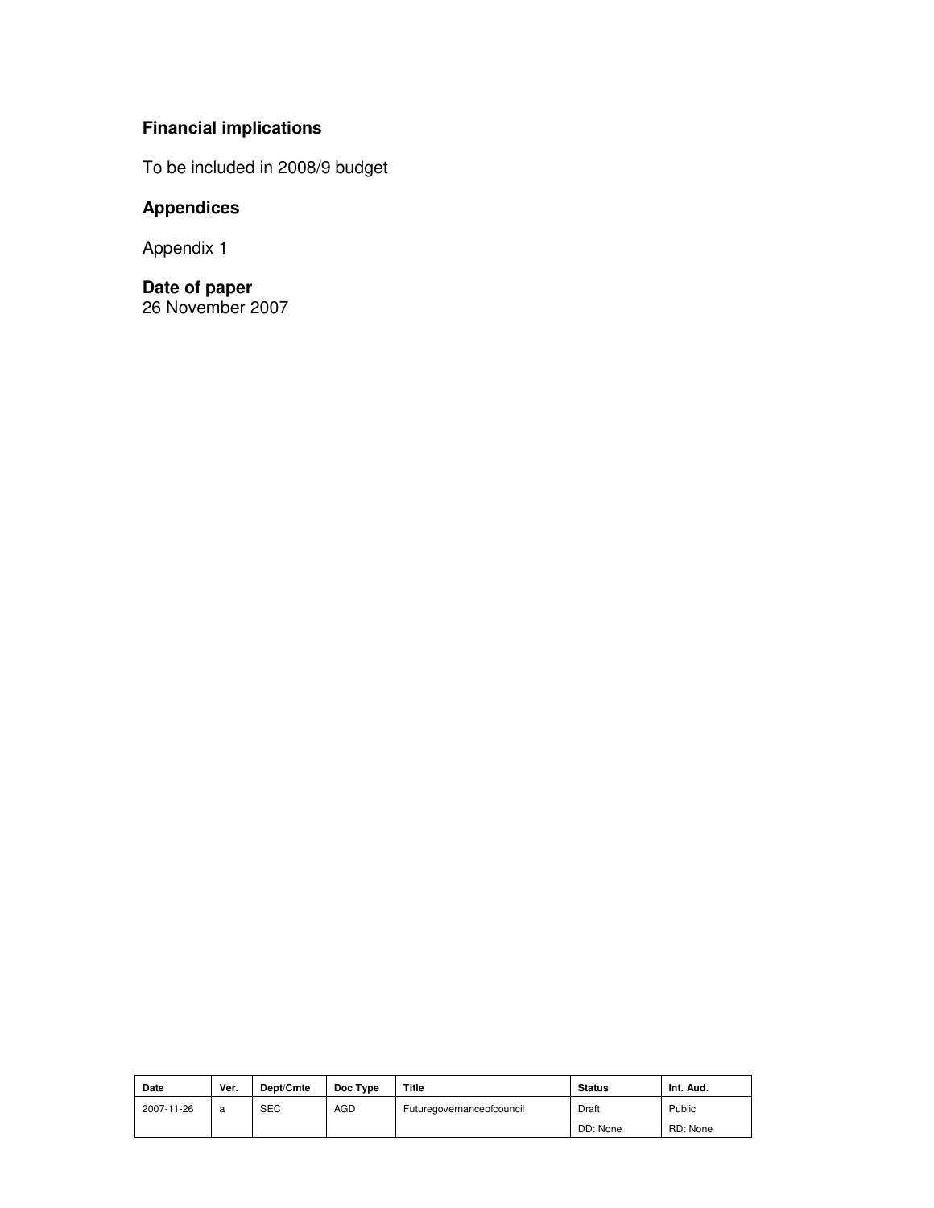### Financial implications

To be included in 2008/9 budget

### Appendices

Appendix 1

### Date of paper

26 November 2007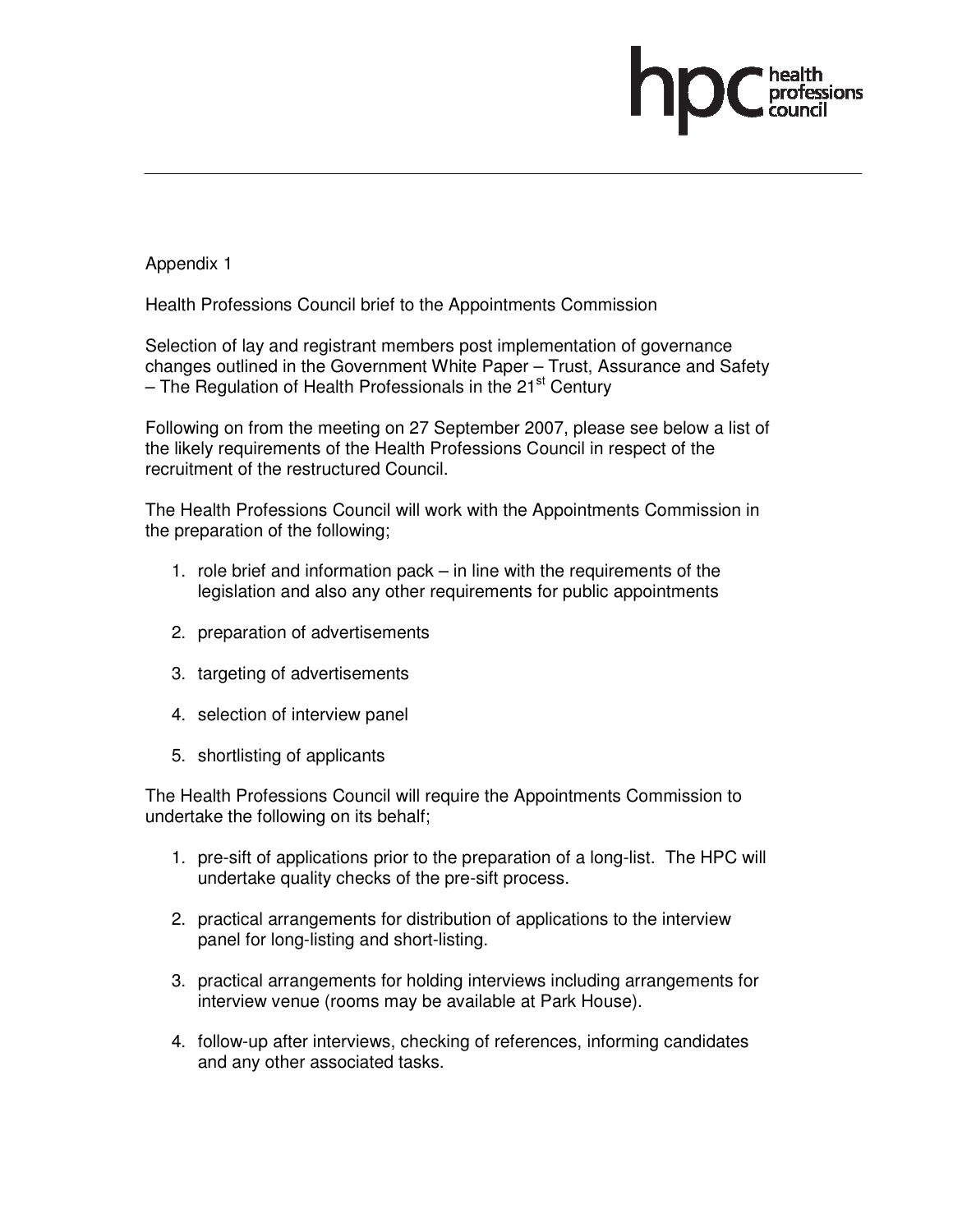Appendix 1

Health Professions Council brief to the Appointments Commission

Selection of lay and registrant members post implementation of governance changes outlined in the Government White Paper – Trust, Assurance and Safety – The Regulation of Health Professionals in the 21st Century

Following on from the meeting on 27 September 2007, please see below a list of the likely requirements of the Health Professions Council in respect of the recruitment of the restructured Council.

The Health Professions Council will work with the Appointments Commission in the preparation of the following;

1. role brief and information pack – in line with the requirements of the legislation and also any other requirements for public appointments
2. preparation of advertisements
3. targeting of advertisements
4. selection of interview panel
5. shortlisting of applicants

The Health Professions Council will require the Appointments Commission to undertake the following on its behalf;

1. pre-sift of applications prior to the preparation of a long-list. The HPC will undertake quality checks of the pre-sift process.
2. practical arrangements for distribution of applications to the interview panel for long-listing and short-listing.
3. practical arrangements for holding interviews including arrangements for interview venue (rooms may be available at Park House).
4. follow-up after interviews, checking of references, informing candidates and any other associated tasks.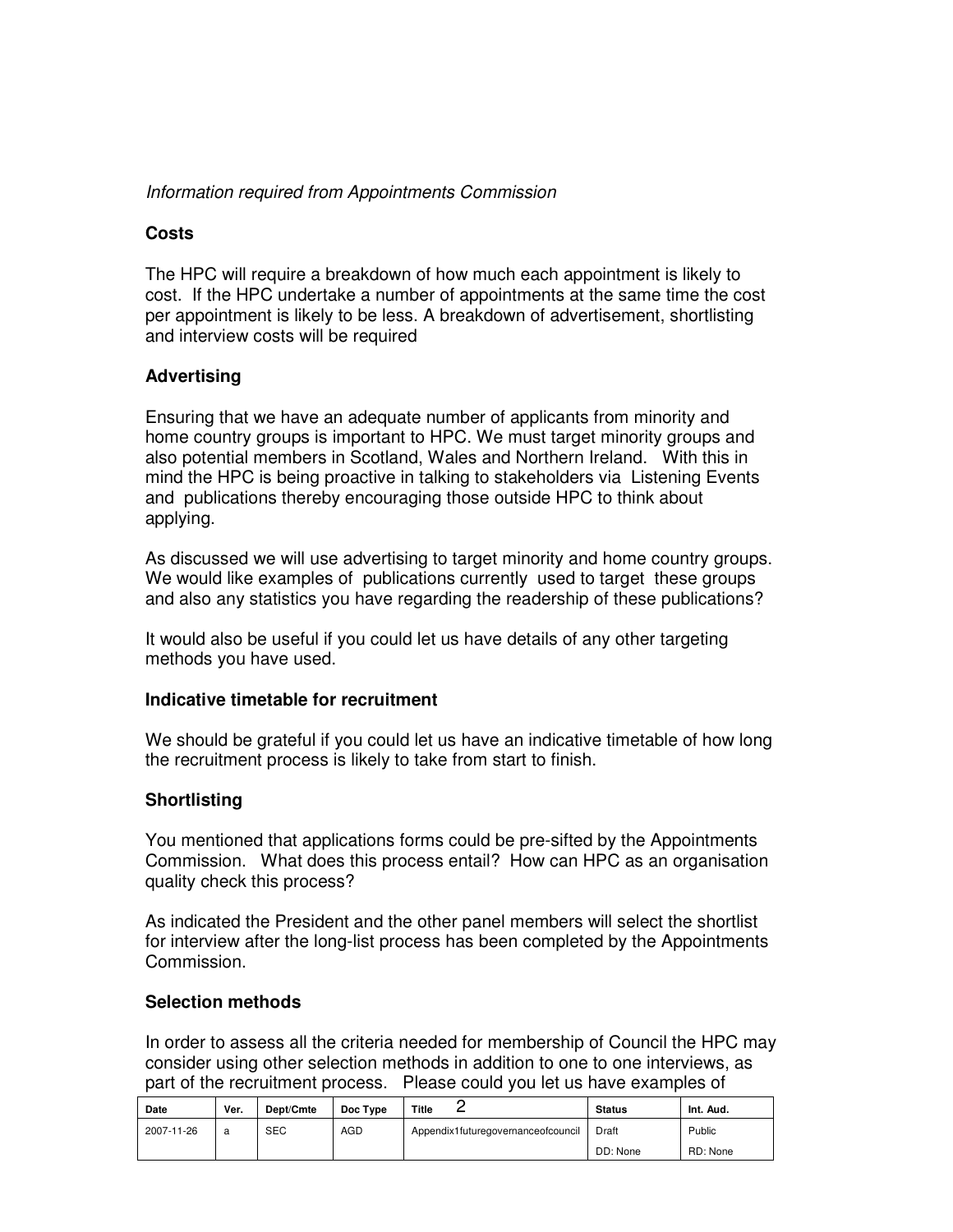*Information required from Appointments Commission*

**Costs**

The HPC will require a breakdown of how much each appointment is likely to cost. If the HPC undertake a number of appointments at the same time the cost per appointment is likely to be less. A breakdown of advertisement, shortlisting and interview costs will be required

**Advertising**

Ensuring that we have an adequate number of applicants from minority and home country groups is important to HPC. We must target minority groups and also potential members in Scotland, Wales and Northern Ireland. With this in mind the HPC is being proactive in talking to stakeholders via Listening Events and publications thereby encouraging those outside HPC to think about applying.

As discussed we will use advertising to target minority and home country groups. We would like examples of publications currently used to target these groups and also any statistics you have regarding the readership of these publications?

It would also be useful if you could let us have details of any other targeting methods you have used.

**Indicative timetable for recruitment**

We should be grateful if you could let us have an indicative timetable of how long the recruitment process is likely to take from start to finish.

**Shortlisting**

You mentioned that applications forms could be pre-sifted by the Appointments Commission. What does this process entail? How can HPC as an organisation quality check this process?

As indicated the President and the other panel members will select the shortlist for interview after the long-list process has been completed by the Appointments Commission.

**Selection methods**

In order to assess all the criteria needed for membership of Council the HPC may consider using other selection methods in addition to one to one interviews, as part of the recruitment process. Please could you let us have examples of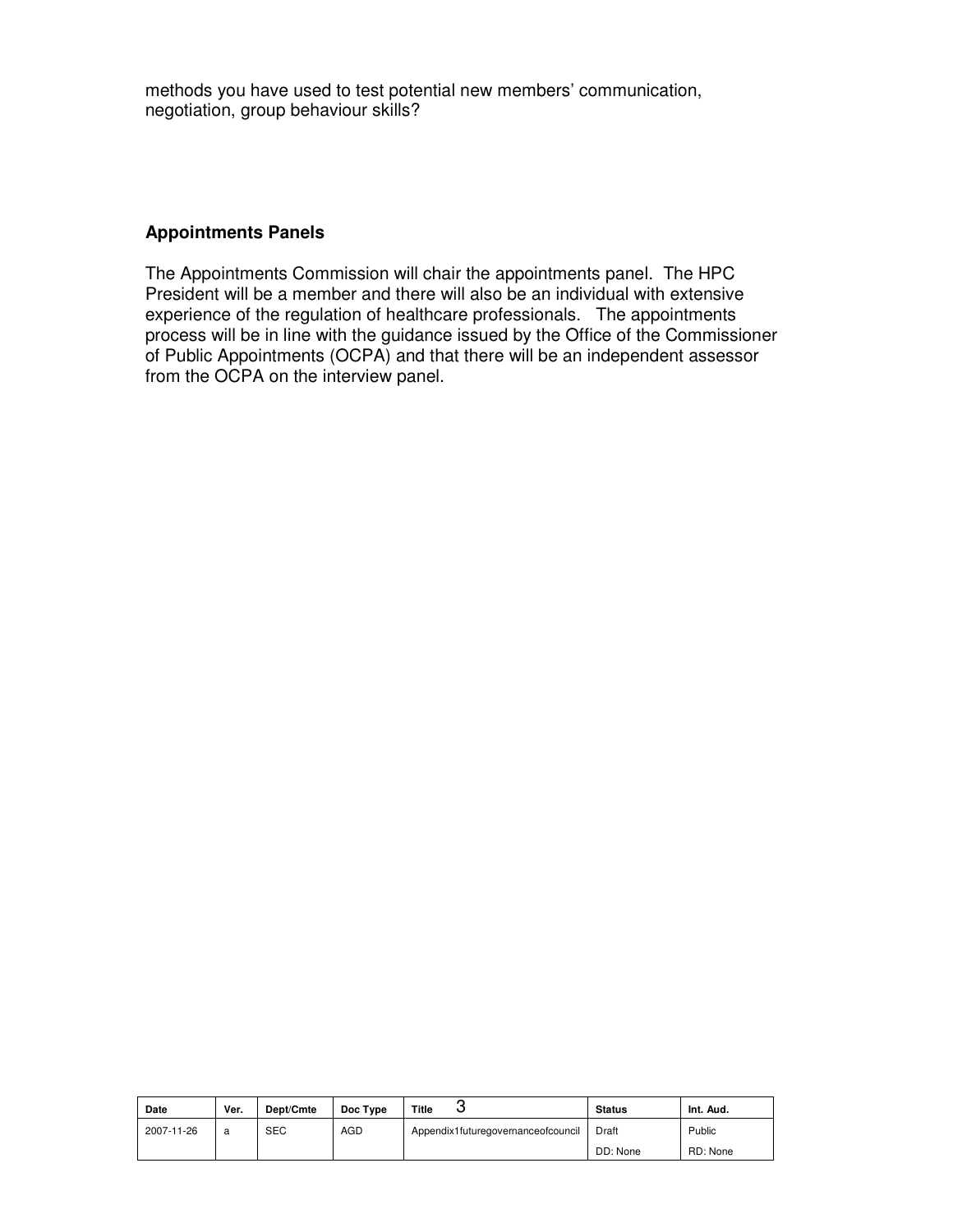methods you have used to test potential new members' communication, negotiation, group behaviour skills?

**Appointments Panels**

The Appointments Commission will chair the appointments panel. The HPC President will be a member and there will also be an individual with extensive experience of the regulation of healthcare professionals. The appointments process will be in line with the guidance issued by the Office of the Commissioner of Public Appointments (OCPA) and that there will be an independent assessor from the OCPA on the interview panel.